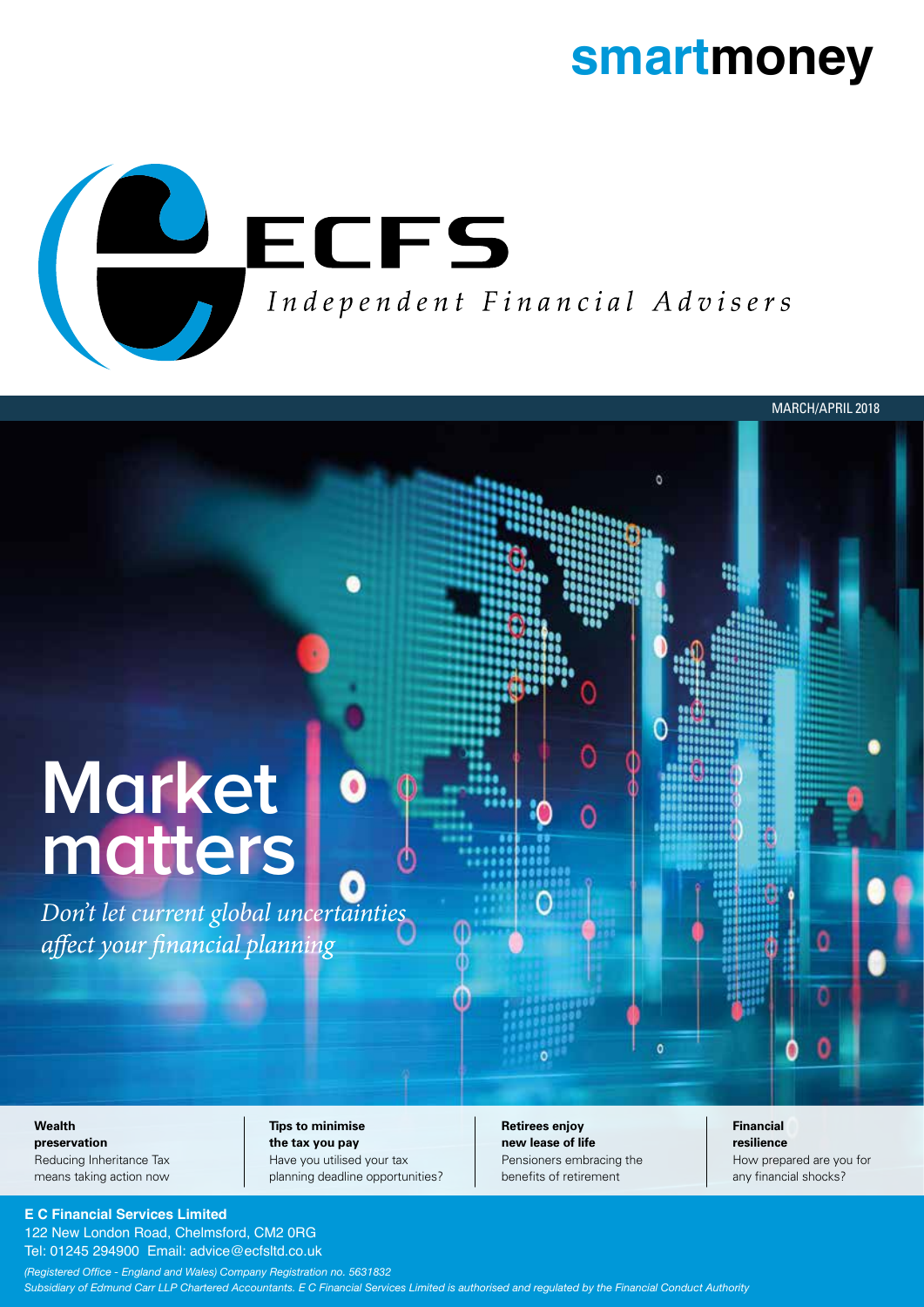# smartmoney

ECFS

*Independent Financial Advisers*

MARCH/APRIL 2018

# Market matters

*Don't let current global uncertainties affect your financial planning*

**Wealth preservation**
Reducing Inheritance Tax means taking action now

**Tips to minimise the tax you pay**
Have you utilised your tax planning deadline opportunities?

**Retirees enjoy new lease of life**
Pensioners embracing the benefits of retirement

**Financial resilience**
How prepared are you for any financial shocks?

**E C Financial Services Limited**
122 New London Road, Chelmsford, CM2 0RG
Tel: 01245 294900 Email: advice@ecfsltd.co.uk

*(Registered Office - England and Wales) Company Registration no. 5631832*
*Subsidiary of Edmund Carr LLP Chartered Accountants. E C Financial Services Limited is authorised and regulated by the Financial Conduct Authority*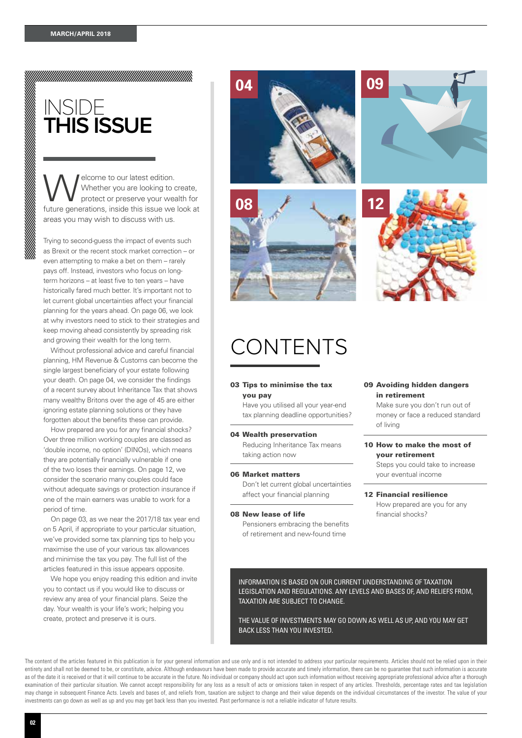# INSIDE THIS ISSUE

Welcome to our latest edition. Whether you are looking to create, protect or preserve your wealth for future generations, inside this issue we look at areas you may wish to discuss with us.

Trying to second-guess the impact of events such as Brexit or the recent stock market correction – or even attempting to make a bet on them – rarely pays off. Instead, investors who focus on long-term horizons – at least five to ten years – have historically fared much better. It's important not to let current global uncertainties affect your financial planning for the years ahead. On page 06, we look at why investors need to stick to their strategies and keep moving ahead consistently by spreading risk and growing their wealth for the long term.

Without professional advice and careful financial planning, HM Revenue & Customs can become the single largest beneficiary of your estate following your death. On page 04, we consider the findings of a recent survey about Inheritance Tax that shows many wealthy Britons over the age of 45 are either ignoring estate planning solutions or they have forgotten about the benefits these can provide.

How prepared are you for any financial shocks? Over three million working couples are classed as 'double income, no option' (DINOs), which means they are potentially financially vulnerable if one of the two loses their earnings. On page 12, we consider the scenario many couples could face without adequate savings or protection insurance if one of the main earners was unable to work for a period of time.

On page 03, as we near the 2017/18 tax year end on 5 April, if appropriate to your particular situation, we've provided some tax planning tips to help you maximise the use of your various tax allowances and minimise the tax you pay. The full list of the articles featured in this issue appears opposite.

We hope you enjoy reading this edition and invite you to contact us if you would like to discuss or review any area of your financial plans. Seize the day. Your wealth is your life's work; helping you create, protect and preserve it is ours.

# CONTENTS

**03 Tips to minimise the tax you pay**
Have you utilised all your year-end tax planning deadline opportunities?

**04 Wealth preservation**
Reducing Inheritance Tax means taking action now

**06 Market matters**
Don't let current global uncertainties affect your financial planning

**08 New lease of life**
Pensioners embracing the benefits of retirement and new-found time

**09 Avoiding hidden dangers in retirement**
Make sure you don't run out of money or face a reduced standard of living

**10 How to make the most of your retirement**
Steps you could take to increase your eventual income

**12 Financial resilience**
How prepared are you for any financial shocks?

INFORMATION IS BASED ON OUR CURRENT UNDERSTANDING OF TAXATION LEGISLATION AND REGULATIONS. ANY LEVELS AND BASES OF, AND RELIEFS FROM, TAXATION ARE SUBJECT TO CHANGE.

THE VALUE OF INVESTMENTS MAY GO DOWN AS WELL AS UP, AND YOU MAY GET BACK LESS THAN YOU INVESTED.

The content of the articles featured in this publication is for your general information and use only and is not intended to address your particular requirements. Articles should not be relied upon in their entirety and shall not be deemed to be, or constitute, advice. Although endeavours have been made to provide accurate and timely information, there can be no guarantee that such information is accurate as of the date it is received or that it will continue to be accurate in the future. No individual or company should act upon such information without receiving appropriate professional advice after a thorough examination of their particular situation. We cannot accept responsibility for any loss as a result of acts or omissions taken in respect of any articles. Thresholds, percentage rates and tax legislation may change in subsequent Finance Acts. Levels and bases of, and reliefs from, taxation are subject to change and their value depends on the individual circumstances of the investor. The value of your investments can go down as well as up and you may get back less than you invested. Past performance is not a reliable indicator of future results.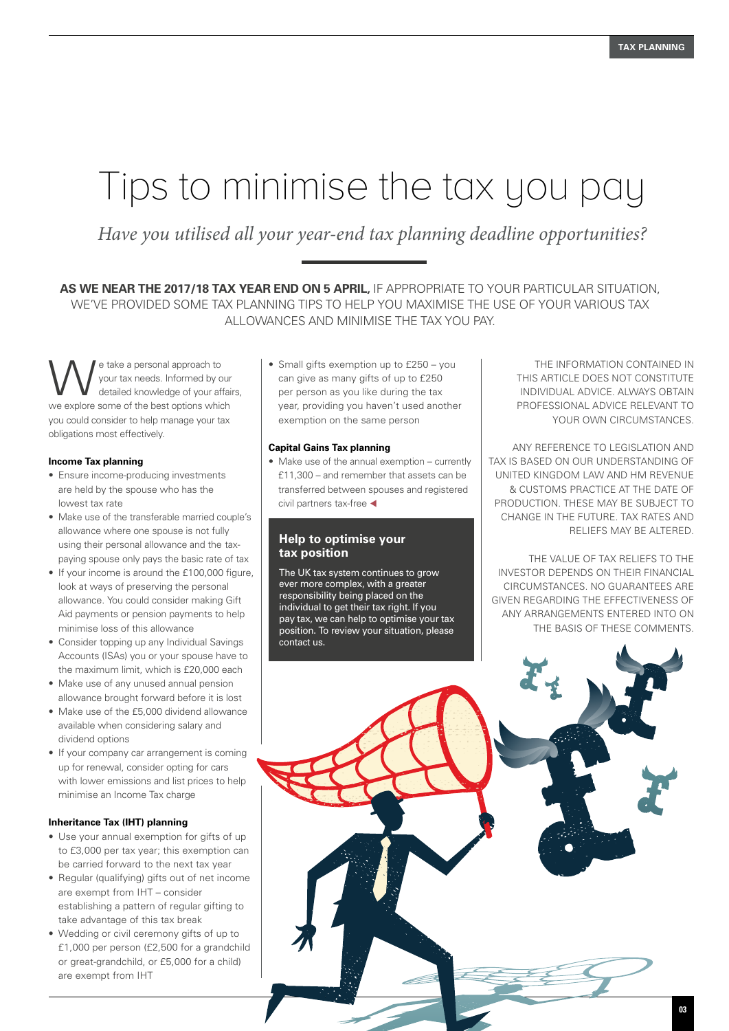# Tips to minimise the tax you pay

*Have you utilised all your year-end tax planning deadline opportunities?*

**AS WE NEAR THE 2017/18 TAX YEAR END ON 5 APRIL,** IF APPROPRIATE TO YOUR PARTICULAR SITUATION, WE'VE PROVIDED SOME TAX PLANNING TIPS TO HELP YOU MAXIMISE THE USE OF YOUR VARIOUS TAX ALLOWANCES AND MINIMISE THE TAX YOU PAY.

We take a personal approach to your tax needs. Informed by our detailed knowledge of your affairs, we explore some of the best options which you could consider to help manage your tax obligations most effectively.

### Income Tax planning

- Ensure income-producing investments are held by the spouse who has the lowest tax rate
- Make use of the transferable married couple's allowance where one spouse is not fully using their personal allowance and the tax-paying spouse only pays the basic rate of tax
- If your income is around the £100,000 figure, look at ways of preserving the personal allowance. You could consider making Gift Aid payments or pension payments to help minimise loss of this allowance
- Consider topping up any Individual Savings Accounts (ISAs) you or your spouse have to the maximum limit, which is £20,000 each
- Make use of any unused annual pension allowance brought forward before it is lost
- Make use of the £5,000 dividend allowance available when considering salary and dividend options
- If your company car arrangement is coming up for renewal, consider opting for cars with lower emissions and list prices to help minimise an Income Tax charge

### Inheritance Tax (IHT) planning

- Use your annual exemption for gifts of up to £3,000 per tax year; this exemption can be carried forward to the next tax year
- Regular (qualifying) gifts out of net income are exempt from IHT – consider establishing a pattern of regular gifting to take advantage of this tax break
- Wedding or civil ceremony gifts of up to £1,000 per person (£2,500 for a grandchild or great-grandchild, or £5,000 for a child) are exempt from IHT
- Small gifts exemption up to £250 – you can give as many gifts of up to £250 per person as you like during the tax year, providing you haven't used another exemption on the same person

### Capital Gains Tax planning

- Make use of the annual exemption – currently £11,300 – and remember that assets can be transferred between spouses and registered civil partners tax-free

## Help to optimise your tax position

The UK tax system continues to grow ever more complex, with a greater responsibility being placed on the individual to get their tax right. If you pay tax, we can help to optimise your tax position. To review your situation, please contact us.

THE INFORMATION CONTAINED IN THIS ARTICLE DOES NOT CONSTITUTE INDIVIDUAL ADVICE. ALWAYS OBTAIN PROFESSIONAL ADVICE RELEVANT TO YOUR OWN CIRCUMSTANCES.

ANY REFERENCE TO LEGISLATION AND TAX IS BASED ON OUR UNDERSTANDING OF UNITED KINGDOM LAW AND HM REVENUE & CUSTOMS PRACTICE AT THE DATE OF PRODUCTION. THESE MAY BE SUBJECT TO CHANGE IN THE FUTURE. TAX RATES AND RELIEFS MAY BE ALTERED.

THE VALUE OF TAX RELIEFS TO THE INVESTOR DEPENDS ON THEIR FINANCIAL CIRCUMSTANCES. NO GUARANTEES ARE GIVEN REGARDING THE EFFECTIVENESS OF ANY ARRANGEMENTS ENTERED INTO ON THE BASIS OF THESE COMMENTS.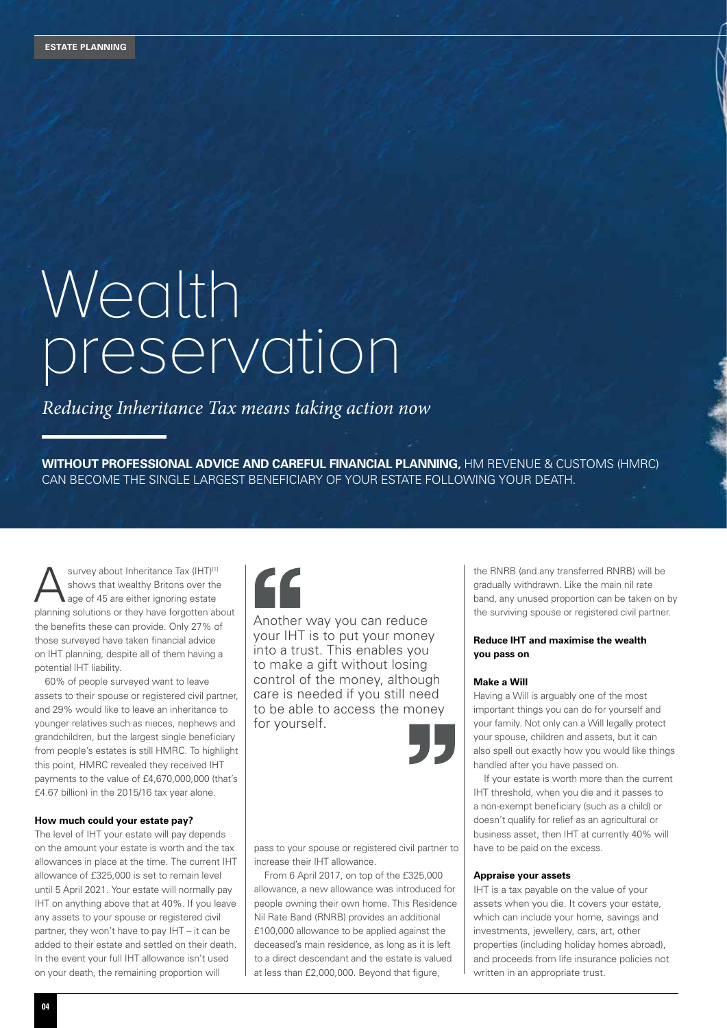# Wealth preservation

*Reducing Inheritance Tax means taking action now*

**WITHOUT PROFESSIONAL ADVICE AND CAREFUL FINANCIAL PLANNING,** HM REVENUE & CUSTOMS (HMRC) CAN BECOME THE SINGLE LARGEST BENEFICIARY OF YOUR ESTATE FOLLOWING YOUR DEATH.

A survey about Inheritance Tax (IHT)[1] shows that wealthy Britons over the age of 45 are either ignoring estate planning solutions or they have forgotten about the benefits these can provide. Only 27% of those surveyed have taken financial advice on IHT planning, despite all of them having a potential IHT liability.

60% of people surveyed want to leave assets to their spouse or registered civil partner, and 29% would like to leave an inheritance to younger relatives such as nieces, nephews and grandchildren, but the largest single beneficiary from people's estates is still HMRC. To highlight this point, HMRC revealed they received IHT payments to the value of £4,670,000,000 (that's £4.67 billion) in the 2015/16 tax year alone.

#### How much could your estate pay?

The level of IHT your estate will pay depends on the amount your estate is worth and the tax allowances in place at the time. The current IHT allowance of £325,000 is set to remain level until 5 April 2021. Your estate will normally pay IHT on anything above that at 40%. If you leave any assets to your spouse or registered civil partner, they won't have to pay IHT – it can be added to their estate and settled on their death. In the event your full IHT allowance isn't used on your death, the remaining proportion will pass to your spouse or registered civil partner to increase their IHT allowance.

> Another way you can reduce your IHT is to put your money into a trust. This enables you to make a gift without losing control of the money, although care is needed if you still need to be able to access the money for yourself.

From 6 April 2017, on top of the £325,000 allowance, a new allowance was introduced for people owning their own home. This Residence Nil Rate Band (RNRB) provides an additional £100,000 allowance to be applied against the deceased's main residence, as long as it is left to a direct descendant and the estate is valued at less than £2,000,000. Beyond that figure, the RNRB (and any transferred RNRB) will be gradually withdrawn. Like the main nil rate band, any unused proportion can be taken on by the surviving spouse or registered civil partner.

#### Reduce IHT and maximise the wealth you pass on

#### Make a Will

Having a Will is arguably one of the most important things you can do for yourself and your family. Not only can a Will legally protect your spouse, children and assets, but it can also spell out exactly how you would like things handled after you have passed on.

If your estate is worth more than the current IHT threshold, when you die and it passes to a non-exempt beneficiary (such as a child) or doesn't qualify for relief as an agricultural or business asset, then IHT at currently 40% will have to be paid on the excess.

#### Appraise your assets

IHT is a tax payable on the value of your assets when you die. It covers your estate, which can include your home, savings and investments, jewellery, cars, art, other properties (including holiday homes abroad), and proceeds from life insurance policies not written in an appropriate trust.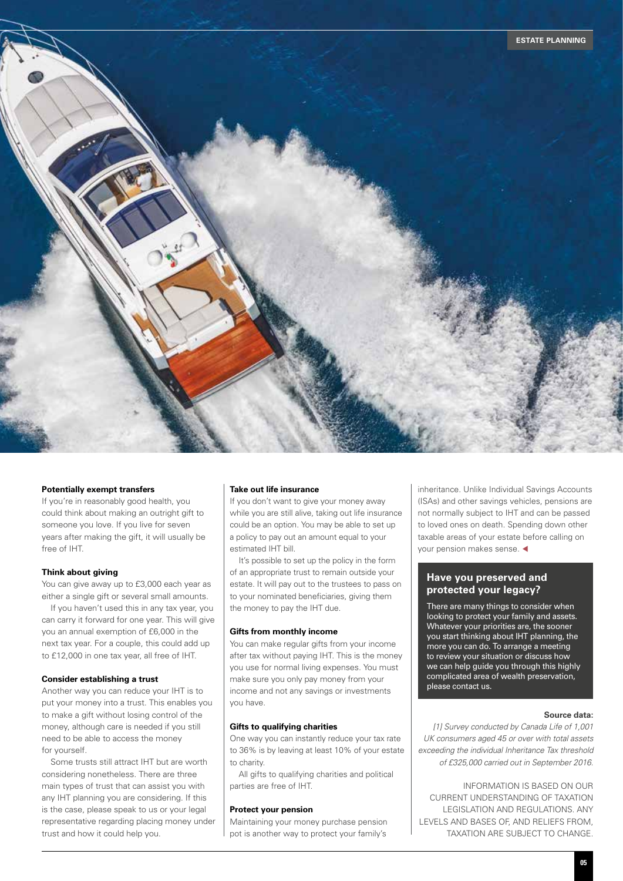### Potentially exempt transfers

If you're in reasonably good health, you could think about making an outright gift to someone you love. If you live for seven years after making the gift, it will usually be free of IHT.

### Think about giving

You can give away up to £3,000 each year as either a single gift or several small amounts.

If you haven't used this in any tax year, you can carry it forward for one year. This will give you an annual exemption of £6,000 in the next tax year. For a couple, this could add up to £12,000 in one tax year, all free of IHT.

### Consider establishing a trust

Another way you can reduce your IHT is to put your money into a trust. This enables you to make a gift without losing control of the money, although care is needed if you still need to be able to access the money for yourself.

Some trusts still attract IHT but are worth considering nonetheless. There are three main types of trust that can assist you with any IHT planning you are considering. If this is the case, please speak to us or your legal representative regarding placing money under trust and how it could help you.

### Take out life insurance

If you don't want to give your money away while you are still alive, taking out life insurance could be an option. You may be able to set up a policy to pay out an amount equal to your estimated IHT bill.

It's possible to set up the policy in the form of an appropriate trust to remain outside your estate. It will pay out to the trustees to pass on to your nominated beneficiaries, giving them the money to pay the IHT due.

### Gifts from monthly income

You can make regular gifts from your income after tax without paying IHT. This is the money you use for normal living expenses. You must make sure you only pay money from your income and not any savings or investments you have.

### Gifts to qualifying charities

One way you can instantly reduce your tax rate to 36% is by leaving at least 10% of your estate to charity.

All gifts to qualifying charities and political parties are free of IHT.

### Protect your pension

Maintaining your money purchase pension pot is another way to protect your family's inheritance. Unlike Individual Savings Accounts (ISAs) and other savings vehicles, pensions are not normally subject to IHT and can be passed to loved ones on death. Spending down other taxable areas of your estate before calling on your pension makes sense. ◀

## Have you preserved and protected your legacy?

There are many things to consider when looking to protect your family and assets. Whatever your priorities are, the sooner you start thinking about IHT planning, the more you can do. To arrange a meeting to review your situation or discuss how we can help guide you through this highly complicated area of wealth preservation, please contact us.

**Source data:**

*[1] Survey conducted by Canada Life of 1,001 UK consumers aged 45 or over with total assets exceeding the individual Inheritance Tax threshold of £325,000 carried out in September 2016.*

INFORMATION IS BASED ON OUR CURRENT UNDERSTANDING OF TAXATION LEGISLATION AND REGULATIONS. ANY LEVELS AND BASES OF, AND RELIEFS FROM, TAXATION ARE SUBJECT TO CHANGE.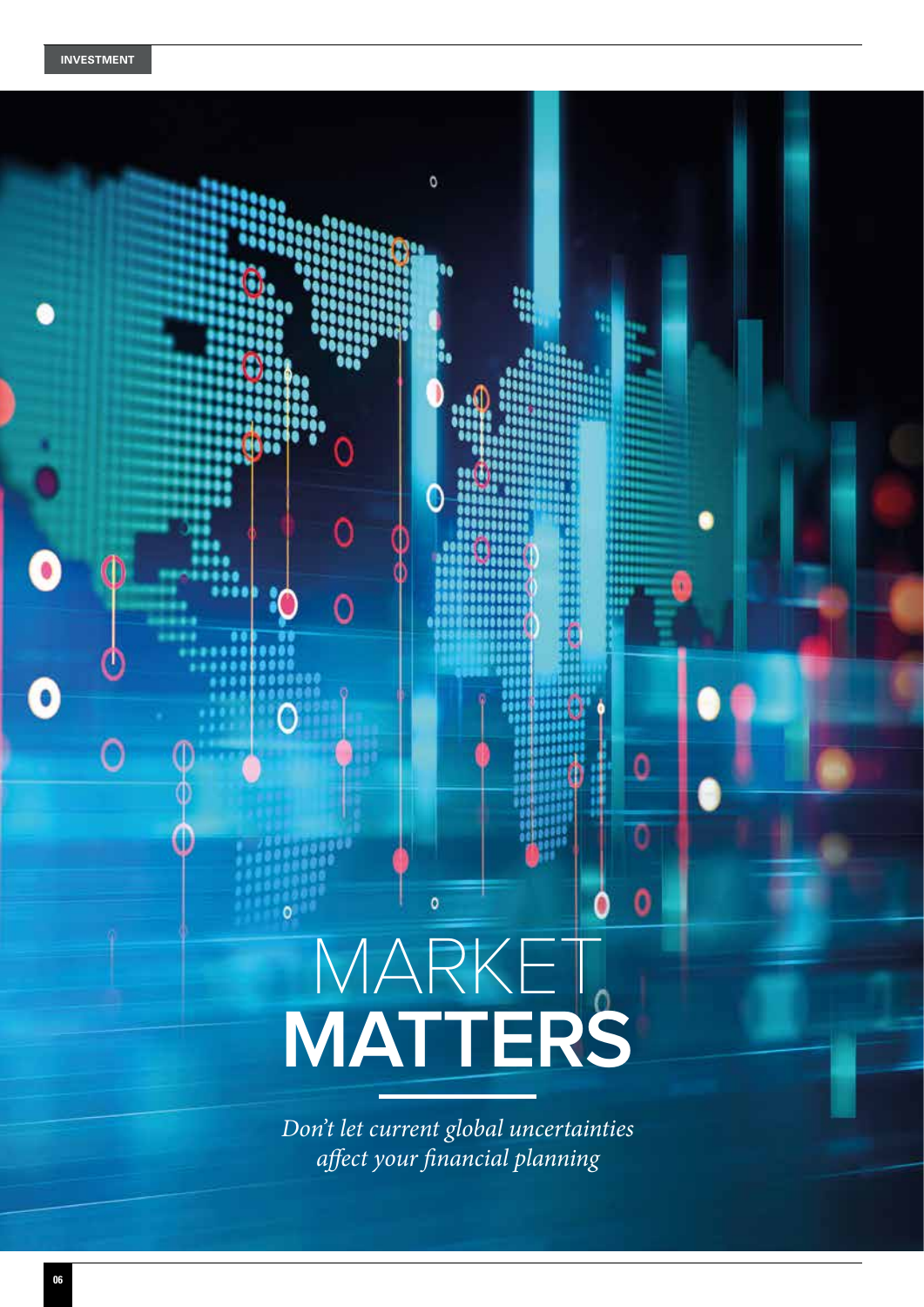INVESTMENT

# MARKET **MATTERS**

*Don't let current global uncertainties affect your financial planning*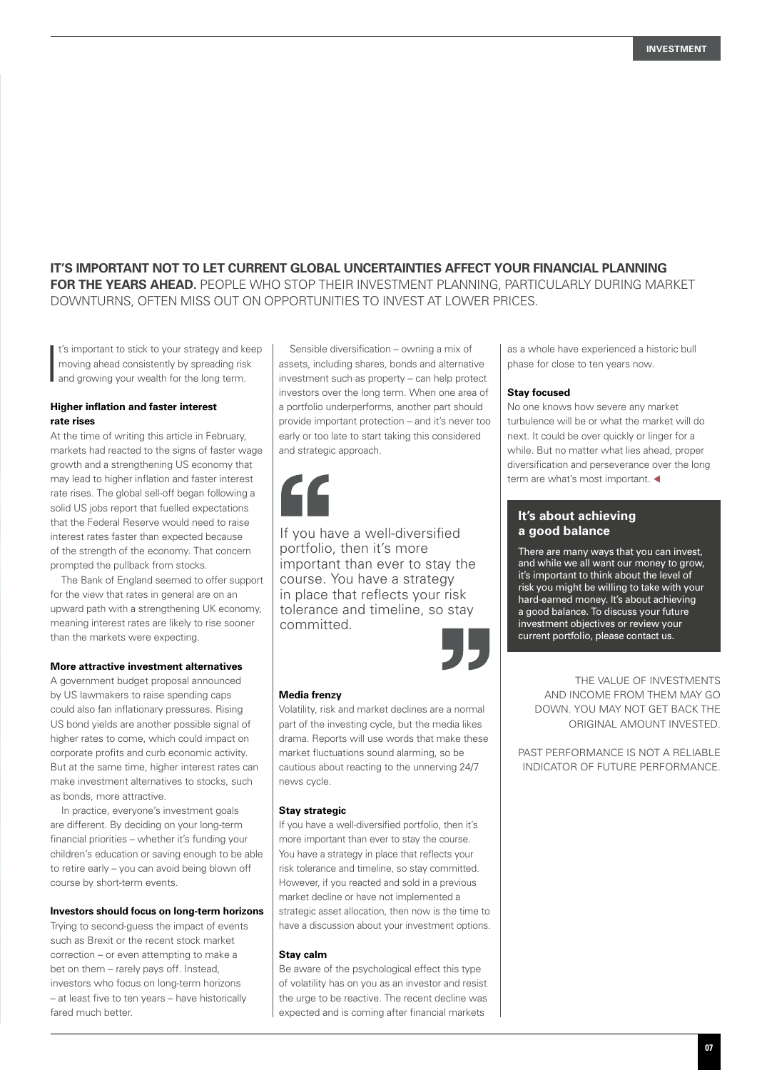**IT'S IMPORTANT NOT TO LET CURRENT GLOBAL UNCERTAINTIES AFFECT YOUR FINANCIAL PLANNING FOR THE YEARS AHEAD.** PEOPLE WHO STOP THEIR INVESTMENT PLANNING, PARTICULARLY DURING MARKET DOWNTURNS, OFTEN MISS OUT ON OPPORTUNITIES TO INVEST AT LOWER PRICES.

It's important to stick to your strategy and keep moving ahead consistently by spreading risk and growing your wealth for the long term.

### Higher inflation and faster interest rate rises

At the time of writing this article in February, markets had reacted to the signs of faster wage growth and a strengthening US economy that may lead to higher inflation and faster interest rate rises. The global sell-off began following a solid US jobs report that fuelled expectations that the Federal Reserve would need to raise interest rates faster than expected because of the strength of the economy. That concern prompted the pullback from stocks.

The Bank of England seemed to offer support for the view that rates in general are on an upward path with a strengthening UK economy, meaning interest rates are likely to rise sooner than the markets were expecting.

### More attractive investment alternatives

A government budget proposal announced by US lawmakers to raise spending caps could also fan inflationary pressures. Rising US bond yields are another possible signal of higher rates to come, which could impact on corporate profits and curb economic activity. But at the same time, higher interest rates can make investment alternatives to stocks, such as bonds, more attractive.

In practice, everyone's investment goals are different. By deciding on your long-term financial priorities – whether it's funding your children's education or saving enough to be able to retire early – you can avoid being blown off course by short-term events.

### Investors should focus on long-term horizons

Trying to second-guess the impact of events such as Brexit or the recent stock market correction – or even attempting to make a bet on them – rarely pays off. Instead, investors who focus on long-term horizons – at least five to ten years – have historically fared much better.

Sensible diversification – owning a mix of assets, including shares, bonds and alternative investment such as property – can help protect investors over the long term. When one area of a portfolio underperforms, another part should provide important protection – and it's never too early or too late to start taking this considered and strategic approach.

> If you have a well-diversified portfolio, then it's more important than ever to stay the course. You have a strategy in place that reflects your risk tolerance and timeline, so stay committed.

### Media frenzy

Volatility, risk and market declines are a normal part of the investing cycle, but the media likes drama. Reports will use words that make these market fluctuations sound alarming, so be cautious about reacting to the unnerving 24/7 news cycle.

### Stay strategic

If you have a well-diversified portfolio, then it's more important than ever to stay the course. You have a strategy in place that reflects your risk tolerance and timeline, so stay committed. However, if you reacted and sold in a previous market decline or have not implemented a strategic asset allocation, then now is the time to have a discussion about your investment options.

### Stay calm

Be aware of the psychological effect this type of volatility has on you as an investor and resist the urge to be reactive. The recent decline was expected and is coming after financial markets as a whole have experienced a historic bull phase for close to ten years now.

### Stay focused

No one knows how severe any market turbulence will be or what the market will do next. It could be over quickly or linger for a while. But no matter what lies ahead, proper diversification and perseverance over the long term are what's most important.

### It's about achieving a good balance

There are many ways that you can invest, and while we all want our money to grow, it's important to think about the level of risk you might be willing to take with your hard-earned money. It's about achieving a good balance. To discuss your future investment objectives or review your current portfolio, please contact us.

THE VALUE OF INVESTMENTS AND INCOME FROM THEM MAY GO DOWN. YOU MAY NOT GET BACK THE ORIGINAL AMOUNT INVESTED.

PAST PERFORMANCE IS NOT A RELIABLE INDICATOR OF FUTURE PERFORMANCE.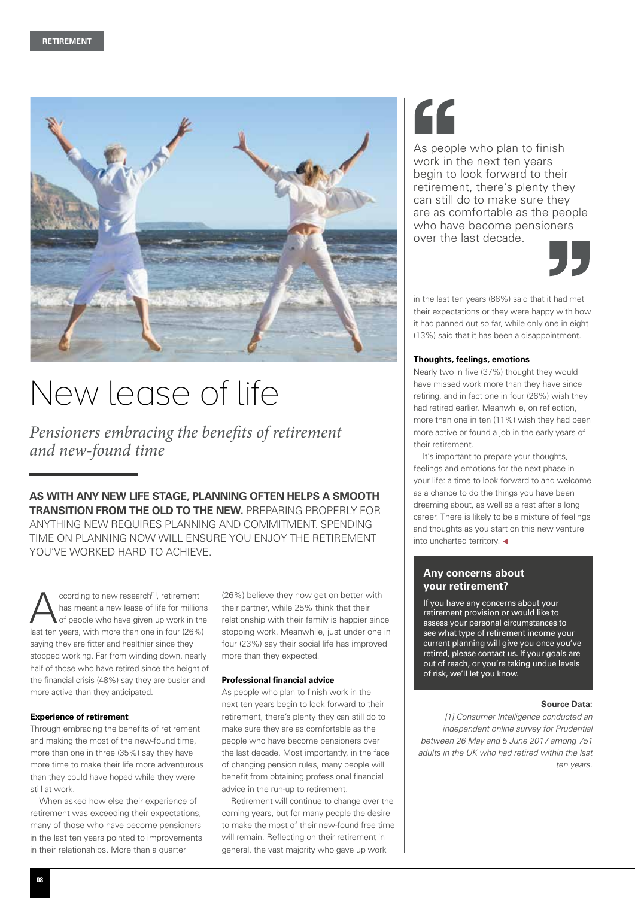# New lease of life

*Pensioners embracing the benefits of retirement and new-found time*

**AS WITH ANY NEW LIFE STAGE, PLANNING OFTEN HELPS A SMOOTH TRANSITION FROM THE OLD TO THE NEW.** PREPARING PROPERLY FOR ANYTHING NEW REQUIRES PLANNING AND COMMITMENT. SPENDING TIME ON PLANNING NOW WILL ENSURE YOU ENJOY THE RETIREMENT YOU'VE WORKED HARD TO ACHIEVE.

According to new research[1], retirement has meant a new lease of life for millions of people who have given up work in the last ten years, with more than one in four (26%) saying they are fitter and healthier since they stopped working. Far from winding down, nearly half of those who have retired since the height of the financial crisis (48%) say they are busier and more active than they anticipated.

### Experience of retirement

Through embracing the benefits of retirement and making the most of the new-found time, more than one in three (35%) say they have more time to make their life more adventurous than they could have hoped while they were still at work.

When asked how else their experience of retirement was exceeding their expectations, many of those who have become pensioners in the last ten years pointed to improvements in their relationships. More than a quarter (26%) believe they now get on better with their partner, while 25% think that their relationship with their family is happier since stopping work. Meanwhile, just under one in four (23%) say their social life has improved more than they expected.

### Professional financial advice

As people who plan to finish work in the next ten years begin to look forward to their retirement, there's plenty they can still do to make sure they are as comfortable as the people who have become pensioners over the last decade. Most importantly, in the face of changing pension rules, many people will benefit from obtaining professional financial advice in the run-up to retirement.

Retirement will continue to change over the coming years, but for many people the desire to make the most of their new-found free time will remain. Reflecting on their retirement in general, the vast majority who gave up work in the last ten years (86%) said that it had met their expectations or they were happy with how it had panned out so far, while only one in eight (13%) said that it has been a disappointment.

> As people who plan to finish work in the next ten years begin to look forward to their retirement, there's plenty they can still do to make sure they are as comfortable as the people who have become pensioners over the last decade.

### Thoughts, feelings, emotions

Nearly two in five (37%) thought they would have missed work more than they have since retiring, and in fact one in four (26%) wish they had retired earlier. Meanwhile, on reflection, more than one in ten (11%) wish they had been more active or found a job in the early years of their retirement.

It's important to prepare your thoughts, feelings and emotions for the next phase in your life: a time to look forward to and welcome as a chance to do the things you have been dreaming about, as well as a rest after a long career. There is likely to be a mixture of feelings and thoughts as you start on this new venture into uncharted territory.

### Any concerns about your retirement?

If you have any concerns about your retirement provision or would like to assess your personal circumstances to see what type of retirement income your current planning will give you once you've retired, please contact us. If your goals are out of reach, or you're taking undue levels of risk, we'll let you know.

**Source Data:**

*[1] Consumer Intelligence conducted an independent online survey for Prudential between 26 May and 5 June 2017 among 751 adults in the UK who had retired within the last ten years.*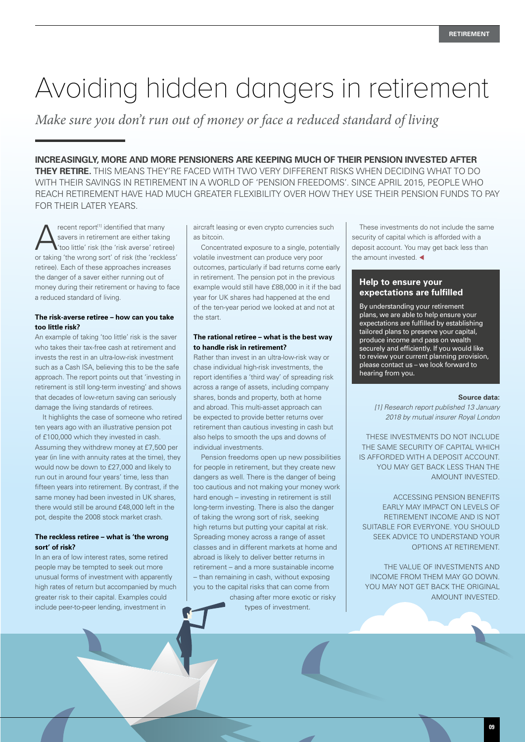// RETIREMENT

# Avoiding hidden dangers in retirement

*Make sure you don't run out of money or face a reduced standard of living*

**INCREASINGLY, MORE AND MORE PENSIONERS ARE KEEPING MUCH OF THEIR PENSION INVESTED AFTER THEY RETIRE.** THIS MEANS THEY'RE FACED WITH TWO VERY DIFFERENT RISKS WHEN DECIDING WHAT TO DO WITH THEIR SAVINGS IN RETIREMENT IN A WORLD OF 'PENSION FREEDOMS'. SINCE APRIL 2015, PEOPLE WHO REACH RETIREMENT HAVE HAD MUCH GREATER FLEXIBILITY OVER HOW THEY USE THEIR PENSION FUNDS TO PAY FOR THEIR LATER YEARS.

A recent report[1] identified that many savers in retirement are either taking 'too little' risk (the 'risk averse' retiree) or taking 'the wrong sort' of risk (the 'reckless' retiree). Each of these approaches increases the danger of a saver either running out of money during their retirement or having to face a reduced standard of living.

### The risk-averse retiree – how can you take too little risk?

An example of taking 'too little' risk is the saver who takes their tax-free cash at retirement and invests the rest in an ultra-low-risk investment such as a Cash ISA, believing this to be the safe approach. The report points out that 'investing in retirement is still long-term investing' and shows that decades of low-return saving can seriously damage the living standards of retirees.

It highlights the case of someone who retired ten years ago with an illustrative pension pot of £100,000 which they invested in cash. Assuming they withdrew money at £7,500 per year (in line with annuity rates at the time), they would now be down to £27,000 and likely to run out in around four years' time, less than fifteen years into retirement. By contrast, if the same money had been invested in UK shares, there would still be around £48,000 left in the pot, despite the 2008 stock market crash.

### The reckless retiree – what is 'the wrong sort' of risk?

In an era of low interest rates, some retired people may be tempted to seek out more unusual forms of investment with apparently high rates of return but accompanied by much greater risk to their capital. Examples could include peer-to-peer lending, investment in aircraft leasing or even crypto currencies such as bitcoin.

Concentrated exposure to a single, potentially volatile investment can produce very poor outcomes, particularly if bad returns come early in retirement. The pension pot in the previous example would still have £88,000 in it if the bad year for UK shares had happened at the end of the ten-year period we looked at and not at the start.

### The rational retiree – what is the best way to handle risk in retirement?

Rather than invest in an ultra-low-risk way or chase individual high-risk investments, the report identifies a 'third way' of spreading risk across a range of assets, including company shares, bonds and property, both at home and abroad. This multi-asset approach can be expected to provide better returns over retirement than cautious investing in cash but also helps to smooth the ups and downs of individual investments.

Pension freedoms open up new possibilities for people in retirement, but they create new dangers as well. There is the danger of being too cautious and not making your money work hard enough – investing in retirement is still long-term investing. There is also the danger of taking the wrong sort of risk, seeking high returns but putting your capital at risk. Spreading money across a range of asset classes and in different markets at home and abroad is likely to deliver better returns in retirement – and a more sustainable income – than remaining in cash, without exposing you to the capital risks that can come from chasing after more exotic or risky types of investment.

These investments do not include the same security of capital which is afforded with a deposit account. You may get back less than the amount invested.

### Help to ensure your expectations are fulfilled

By understanding your retirement plans, we are able to help ensure your expectations are fulfilled by establishing tailored plans to preserve your capital, produce income and pass on wealth securely and efficiently. If you would like to review your current planning provision, please contact us – we look forward to hearing from you.

**Source data:**
*[1] Research report published 13 January 2018 by mutual insurer Royal London*

THESE INVESTMENTS DO NOT INCLUDE THE SAME SECURITY OF CAPITAL WHICH IS AFFORDED WITH A DEPOSIT ACCOUNT. YOU MAY GET BACK LESS THAN THE AMOUNT INVESTED.

ACCESSING PENSION BENEFITS EARLY MAY IMPACT ON LEVELS OF RETIREMENT INCOME AND IS NOT SUITABLE FOR EVERYONE. YOU SHOULD SEEK ADVICE TO UNDERSTAND YOUR OPTIONS AT RETIREMENT.

THE VALUE OF INVESTMENTS AND INCOME FROM THEM MAY GO DOWN. YOU MAY NOT GET BACK THE ORIGINAL AMOUNT INVESTED.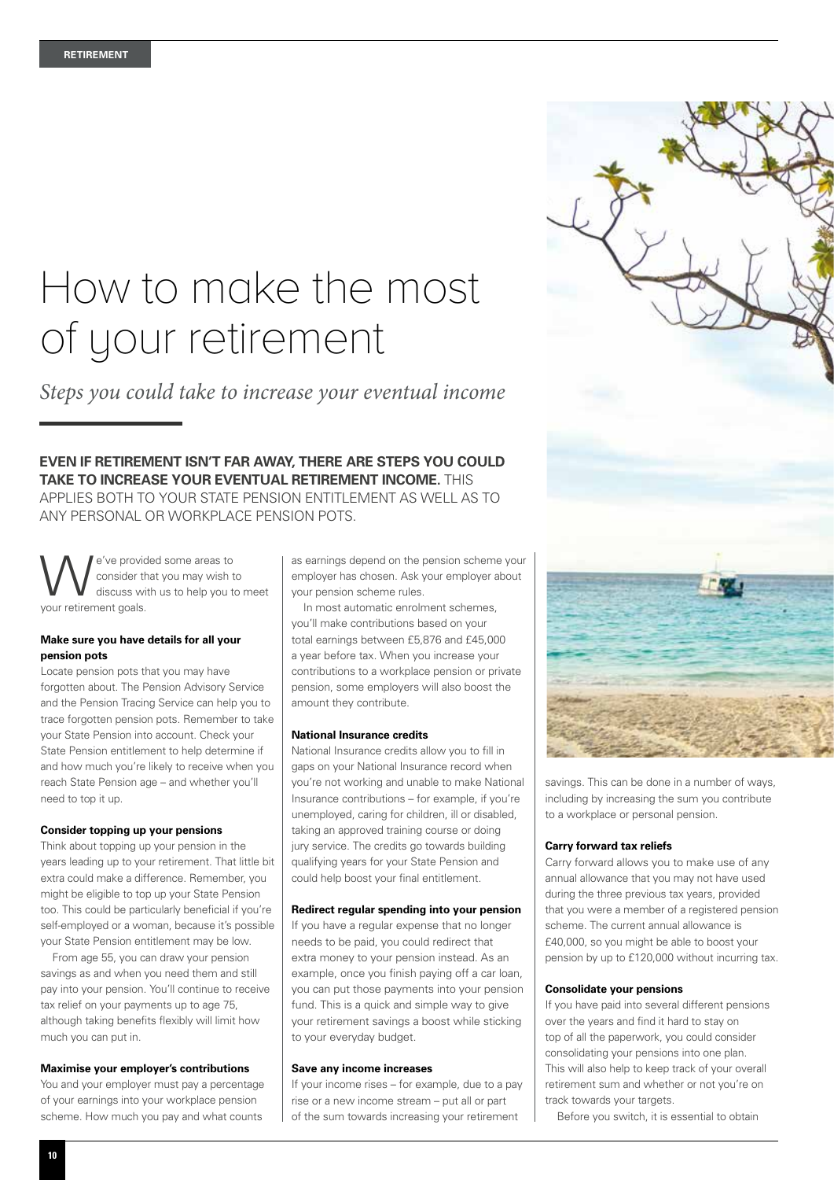# How to make the most of your retirement

*Steps you could take to increase your eventual income*

**EVEN IF RETIREMENT ISN'T FAR AWAY, THERE ARE STEPS YOU COULD TAKE TO INCREASE YOUR EVENTUAL RETIREMENT INCOME.** THIS APPLIES BOTH TO YOUR STATE PENSION ENTITLEMENT AS WELL AS TO ANY PERSONAL OR WORKPLACE PENSION POTS.

We've provided some areas to consider that you may wish to discuss with us to help you to meet your retirement goals.

#### Make sure you have details for all your pension pots

Locate pension pots that you may have forgotten about. The Pension Advisory Service and the Pension Tracing Service can help you to trace forgotten pension pots. Remember to take your State Pension into account. Check your State Pension entitlement to help determine if and how much you're likely to receive when you reach State Pension age – and whether you'll need to top it up.

#### Consider topping up your pensions

Think about topping up your pension in the years leading up to your retirement. That little bit extra could make a difference. Remember, you might be eligible to top up your State Pension too. This could be particularly beneficial if you're self-employed or a woman, because it's possible your State Pension entitlement may be low.

From age 55, you can draw your pension savings as and when you need them and still pay into your pension. You'll continue to receive tax relief on your payments up to age 75, although taking benefits flexibly will limit how much you can put in.

#### Maximise your employer's contributions

You and your employer must pay a percentage of your earnings into your workplace pension scheme. How much you pay and what counts as earnings depend on the pension scheme your employer has chosen. Ask your employer about your pension scheme rules.

In most automatic enrolment schemes, you'll make contributions based on your total earnings between £5,876 and £45,000 a year before tax. When you increase your contributions to a workplace pension or private pension, some employers will also boost the amount they contribute.

#### National Insurance credits

National Insurance credits allow you to fill in gaps on your National Insurance record when you're not working and unable to make National Insurance contributions – for example, if you're unemployed, caring for children, ill or disabled, taking an approved training course or doing jury service. The credits go towards building qualifying years for your State Pension and could help boost your final entitlement.

#### Redirect regular spending into your pension

If you have a regular expense that no longer needs to be paid, you could redirect that extra money to your pension instead. As an example, once you finish paying off a car loan, you can put those payments into your pension fund. This is a quick and simple way to give your retirement savings a boost while sticking to your everyday budget.

#### Save any income increases

If your income rises – for example, due to a pay rise or a new income stream – put all or part of the sum towards increasing your retirement savings. This can be done in a number of ways, including by increasing the sum you contribute to a workplace or personal pension.

#### Carry forward tax reliefs

Carry forward allows you to make use of any annual allowance that you may not have used during the three previous tax years, provided that you were a member of a registered pension scheme. The current annual allowance is £40,000, so you might be able to boost your pension by up to £120,000 without incurring tax.

#### Consolidate your pensions

If you have paid into several different pensions over the years and find it hard to stay on top of all the paperwork, you could consider consolidating your pensions into one plan. This will also help to keep track of your overall retirement sum and whether or not you're on track towards your targets.

Before you switch, it is essential to obtain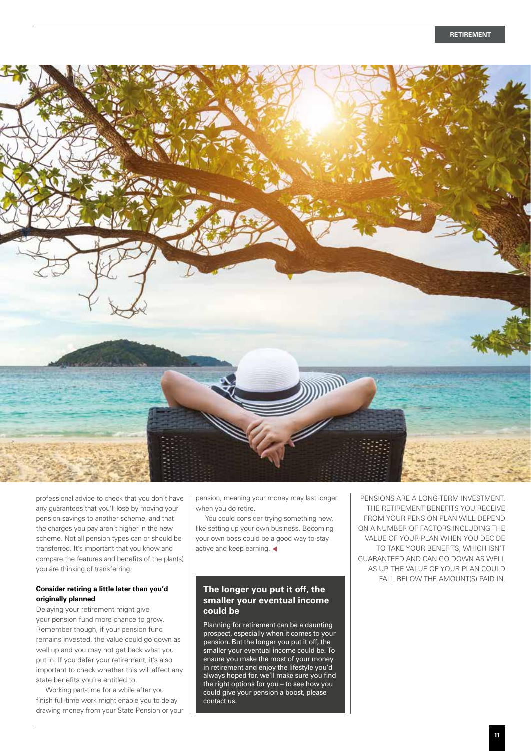professional advice to check that you don't have any guarantees that you'll lose by moving your pension savings to another scheme, and that the charges you pay aren't higher in the new scheme. Not all pension types can or should be transferred. It's important that you know and compare the features and benefits of the plan(s) you are thinking of transferring.

**Consider retiring a little later than you'd originally planned**

Delaying your retirement might give your pension fund more chance to grow. Remember though, if your pension fund remains invested, the value could go down as well up and you may not get back what you put in. If you defer your retirement, it's also important to check whether this will affect any state benefits you're entitled to.

Working part-time for a while after you finish full-time work might enable you to delay drawing money from your State Pension or your pension, meaning your money may last longer when you do retire.

You could consider trying something new, like setting up your own business. Becoming your own boss could be a good way to stay active and keep earning.

### The longer you put it off, the smaller your eventual income could be

Planning for retirement can be a daunting prospect, especially when it comes to your pension. But the longer you put it off, the smaller your eventual income could be. To ensure you make the most of your money in retirement and enjoy the lifestyle you'd always hoped for, we'll make sure you find the right options for you – to see how you could give your pension a boost, please contact us.

PENSIONS ARE A LONG-TERM INVESTMENT. THE RETIREMENT BENEFITS YOU RECEIVE FROM YOUR PENSION PLAN WILL DEPEND ON A NUMBER OF FACTORS INCLUDING THE VALUE OF YOUR PLAN WHEN YOU DECIDE TO TAKE YOUR BENEFITS, WHICH ISN'T GUARANTEED AND CAN GO DOWN AS WELL AS UP. THE VALUE OF YOUR PLAN COULD FALL BELOW THE AMOUNT(S) PAID IN.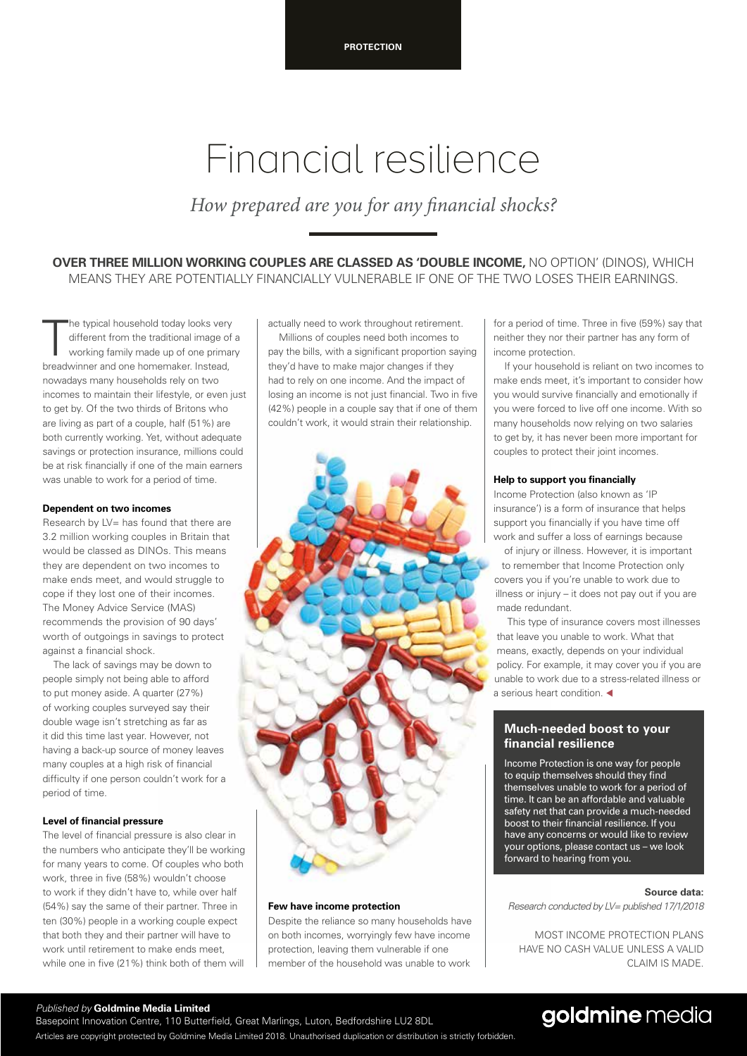PROTECTION

# Financial resilience

*How prepared are you for any financial shocks?*

**OVER THREE MILLION WORKING COUPLES ARE CLASSED AS 'DOUBLE INCOME,** NO OPTION' (DINOS), WHICH MEANS THEY ARE POTENTIALLY FINANCIALLY VULNERABLE IF ONE OF THE TWO LOSES THEIR EARNINGS.

The typical household today looks very different from the traditional image of a working family made up of one primary breadwinner and one homemaker. Instead, nowadays many households rely on two incomes to maintain their lifestyle, or even just to get by. Of the two thirds of Britons who are living as part of a couple, half (51%) are both currently working. Yet, without adequate savings or protection insurance, millions could be at risk financially if one of the main earners was unable to work for a period of time.

### Dependent on two incomes

Research by LV= has found that there are 3.2 million working couples in Britain that would be classed as DINOs. This means they are dependent on two incomes to make ends meet, and would struggle to cope if they lost one of their incomes. The Money Advice Service (MAS) recommends the provision of 90 days' worth of outgoings in savings to protect against a financial shock.

The lack of savings may be down to people simply not being able to afford to put money aside. A quarter (27%) of working couples surveyed say their double wage isn't stretching as far as it did this time last year. However, not having a back-up source of money leaves many couples at a high risk of financial difficulty if one person couldn't work for a period of time.

### Level of financial pressure

The level of financial pressure is also clear in the numbers who anticipate they'll be working for many years to come. Of couples who both work, three in five (58%) wouldn't choose to work if they didn't have to, while over half (54%) say the same of their partner. Three in ten (30%) people in a working couple expect that both they and their partner will have to work until retirement to make ends meet, while one in five (21%) think both of them will actually need to work throughout retirement.

Millions of couples need both incomes to pay the bills, with a significant proportion saying they'd have to make major changes if they had to rely on one income. And the impact of losing an income is not just financial. Two in five (42%) people in a couple say that if one of them couldn't work, it would strain their relationship.

### Few have income protection

Despite the reliance so many households have on both incomes, worryingly few have income protection, leaving them vulnerable if one member of the household was unable to work for a period of time. Three in five (59%) say that neither they nor their partner has any form of income protection.

If your household is reliant on two incomes to make ends meet, it's important to consider how you would survive financially and emotionally if you were forced to live off one income. With so many households now relying on two salaries to get by, it has never been more important for couples to protect their joint incomes.

### Help to support you financially

Income Protection (also known as 'IP insurance') is a form of insurance that helps support you financially if you have time off work and suffer a loss of earnings because of injury or illness. However, it is important to remember that Income Protection only covers you if you're unable to work due to illness or injury – it does not pay out if you are made redundant.

This type of insurance covers most illnesses that leave you unable to work. What that means, exactly, depends on your individual policy. For example, it may cover you if you are unable to work due to a stress-related illness or a serious heart condition. ◀

### Much-needed boost to your financial resilience

Income Protection is one way for people to equip themselves should they find themselves unable to work for a period of time. It can be an affordable and valuable safety net that can provide a much-needed boost to their financial resilience. If you have any concerns or would like to review your options, please contact us – we look forward to hearing from you.

**Source data:**
*Research conducted by LV= published 17/1/2018*

MOST INCOME PROTECTION PLANS HAVE NO CASH VALUE UNLESS A VALID CLAIM IS MADE.

*Published by* **Goldmine Media Limited**
Basepoint Innovation Centre, 110 Butterfield, Great Marlings, Luton, Bedfordshire LU2 8DL
Articles are copyright protected by Goldmine Media Limited 2018. Unauthorised duplication or distribution is strictly forbidden.

goldmine media